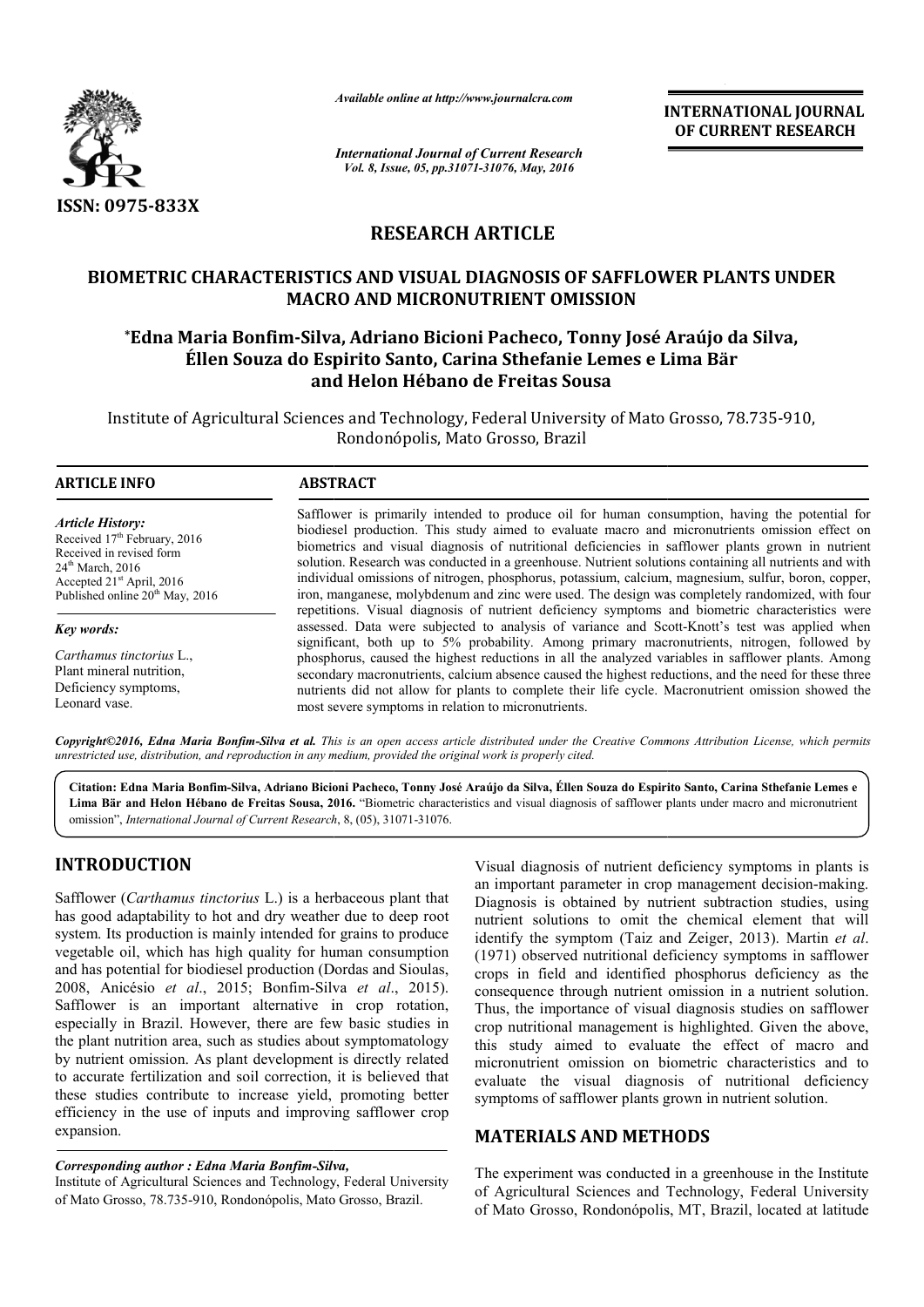*Available online at http://www.journalcra.com*

*International Journal of Current Research*
*Vol. 8, Issue, 05, pp.31071-31076, May, 2016*

**INTERNATIONAL JOURNAL OF CURRENT RESEARCH**

ISSN: 0975-833X

# RESEARCH ARTICLE

## BIOMETRIC CHARACTERISTICS AND VISUAL DIAGNOSIS OF SAFFLOWER PLANTS UNDER MACRO AND MICRONUTRIENT OMISSION

**\*Edna Maria Bonfim-Silva, Adriano Bicioni Pacheco, Tonny José Araújo da Silva, Éllen Souza do Espirito Santo, Carina Sthefanie Lemes e Lima Bär and Helon Hébano de Freitas Sousa**

Institute of Agricultural Sciences and Technology, Federal University of Mato Grosso, 78.735-910, Rondonópolis, Mato Grosso, Brazil

### ARTICLE INFO

*Article History:*
Received 17th February, 2016
Received in revised form
24th March, 2016
Accepted 21st April, 2016
Published online 20th May, 2016

*Key words:*
*Carthamus tinctorius* L.,
Plant mineral nutrition,
Deficiency symptoms,
Leonard vase.

### ABSTRACT

Safflower is primarily intended to produce oil for human consumption, having the potential for biodiesel production. This study aimed to evaluate macro and micronutrients omission effect on biometrics and visual diagnosis of nutritional deficiencies in safflower plants grown in nutrient solution. Research was conducted in a greenhouse. Nutrient solutions containing all nutrients and with individual omissions of nitrogen, phosphorus, potassium, calcium, magnesium, sulfur, boron, copper, iron, manganese, molybdenum and zinc were used. The design was completely randomized, with four repetitions. Visual diagnosis of nutrient deficiency symptoms and biometric characteristics were assessed. Data were subjected to analysis of variance and Scott-Knott's test was applied when significant, both up to 5% probability. Among primary macronutrients, nitrogen, followed by phosphorus, caused the highest reductions in all the analyzed variables in safflower plants. Among secondary macronutrients, calcium absence caused the highest reductions, and the need for these three nutrients did not allow for plants to complete their life cycle. Macronutrient omission showed the most severe symptoms in relation to micronutrients.

*Copyright©2016, Edna Maria Bonfim-Silva et al. This is an open access article distributed under the Creative Commons Attribution License, which permits unrestricted use, distribution, and reproduction in any medium, provided the original work is properly cited.*

**Citation: Edna Maria Bonfim-Silva, Adriano Bicioni Pacheco, Tonny José Araújo da Silva, Éllen Souza do Espirito Santo, Carina Sthefanie Lemes e Lima Bär and Helon Hébano de Freitas Sousa, 2016.** "Biometric characteristics and visual diagnosis of safflower plants under macro and micronutrient omission", *International Journal of Current Research*, 8, (05), 31071-31076.

## INTRODUCTION

Safflower (*Carthamus tinctorius* L.) is a herbaceous plant that has good adaptability to hot and dry weather due to deep root system. Its production is mainly intended for grains to produce vegetable oil, which has high quality for human consumption and has potential for biodiesel production (Dordas and Sioulas, 2008, Anicésio *et al*., 2015; Bonfim-Silva *et al*., 2015). Safflower is an important alternative in crop rotation, especially in Brazil. However, there are few basic studies in the plant nutrition area, such as studies about symptomatology by nutrient omission. As plant development is directly related to accurate fertilization and soil correction, it is believed that these studies contribute to increase yield, promoting better efficiency in the use of inputs and improving safflower crop expansion.

Visual diagnosis of nutrient deficiency symptoms in plants is an important parameter in crop management decision-making. Diagnosis is obtained by nutrient subtraction studies, using nutrient solutions to omit the chemical element that will identify the symptom (Taiz and Zeiger, 2013). Martin *et al*. (1971) observed nutritional deficiency symptoms in safflower crops in field and identified phosphorus deficiency as the consequence through nutrient omission in a nutrient solution. Thus, the importance of visual diagnosis studies on safflower crop nutritional management is highlighted. Given the above, this study aimed to evaluate the effect of macro and micronutrient omission on biometric characteristics and to evaluate the visual diagnosis of nutritional deficiency symptoms of safflower plants grown in nutrient solution.

## MATERIALS AND METHODS

The experiment was conducted in a greenhouse in the Institute of Agricultural Sciences and Technology, Federal University of Mato Grosso, Rondonópolis, MT, Brazil, located at latitude

*Corresponding author : Edna Maria Bonfim-Silva,*
Institute of Agricultural Sciences and Technology, Federal University of Mato Grosso, 78.735-910, Rondonópolis, Mato Grosso, Brazil.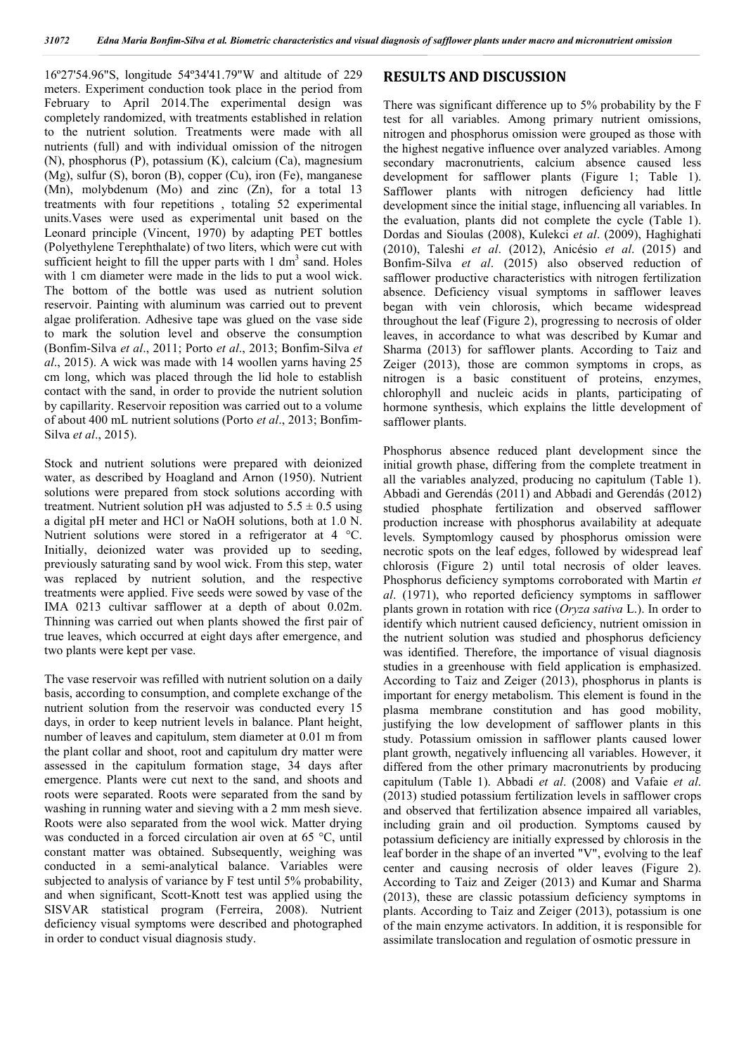16º27'54.96"S, longitude 54º34'41.79"W and altitude of 229 meters. Experiment conduction took place in the period from February to April 2014.The experimental design was completely randomized, with treatments established in relation to the nutrient solution. Treatments were made with all nutrients (full) and with individual omission of the nitrogen (N), phosphorus (P), potassium (K), calcium (Ca), magnesium (Mg), sulfur (S), boron (B), copper (Cu), iron (Fe), manganese (Mn), molybdenum (Mo) and zinc (Zn), for a total 13 treatments with four repetitions , totaling 52 experimental units.Vases were used as experimental unit based on the Leonard principle (Vincent, 1970) by adapting PET bottles (Polyethylene Terephthalate) of two liters, which were cut with sufficient height to fill the upper parts with 1 $dm^3$ sand. Holes with 1 cm diameter were made in the lids to put a wool wick. The bottom of the bottle was used as nutrient solution reservoir. Painting with aluminum was carried out to prevent algae proliferation. Adhesive tape was glued on the vase side to mark the solution level and observe the consumption (Bonfim-Silva *et al*., 2011; Porto *et al*., 2013; Bonfim-Silva *et al*., 2015). A wick was made with 14 woollen yarns having 25 cm long, which was placed through the lid hole to establish contact with the sand, in order to provide the nutrient solution by capillarity. Reservoir reposition was carried out to a volume of about 400 mL nutrient solutions (Porto *et al*., 2013; Bonfim-Silva *et al*., 2015).

Stock and nutrient solutions were prepared with deionized water, as described by Hoagland and Arnon (1950). Nutrient solutions were prepared from stock solutions according with treatment. Nutrient solution pH was adjusted to $5.5 \pm 0.5$ using a digital pH meter and HCl or NaOH solutions, both at 1.0 N. Nutrient solutions were stored in a refrigerator at 4 °C. Initially, deionized water was provided up to seeding, previously saturating sand by wool wick. From this step, water was replaced by nutrient solution, and the respective treatments were applied. Five seeds were sowed by vase of the IMA 0213 cultivar safflower at a depth of about 0.02m. Thinning was carried out when plants showed the first pair of true leaves, which occurred at eight days after emergence, and two plants were kept per vase.

The vase reservoir was refilled with nutrient solution on a daily basis, according to consumption, and complete exchange of the nutrient solution from the reservoir was conducted every 15 days, in order to keep nutrient levels in balance. Plant height, number of leaves and capitulum, stem diameter at 0.01 m from the plant collar and shoot, root and capitulum dry matter were assessed in the capitulum formation stage, 34 days after emergence. Plants were cut next to the sand, and shoots and roots were separated. Roots were separated from the sand by washing in running water and sieving with a 2 mm mesh sieve. Roots were also separated from the wool wick. Matter drying was conducted in a forced circulation air oven at 65 °C, until constant matter was obtained. Subsequently, weighing was conducted in a semi-analytical balance. Variables were subjected to analysis of variance by F test until 5% probability, and when significant, Scott-Knott test was applied using the SISVAR statistical program (Ferreira, 2008). Nutrient deficiency visual symptoms were described and photographed in order to conduct visual diagnosis study.

## RESULTS AND DISCUSSION

There was significant difference up to 5% probability by the F test for all variables. Among primary nutrient omissions, nitrogen and phosphorus omission were grouped as those with the highest negative influence over analyzed variables. Among secondary macronutrients, calcium absence caused less development for safflower plants (Figure 1; Table 1). Safflower plants with nitrogen deficiency had little development since the initial stage, influencing all variables. In the evaluation, plants did not complete the cycle (Table 1). Dordas and Sioulas (2008), Kulekci *et al*. (2009), Haghighati (2010), Taleshi *et al*. (2012), Anicésio *et al*. (2015) and Bonfim-Silva *et al*. (2015) also observed reduction of safflower productive characteristics with nitrogen fertilization absence. Deficiency visual symptoms in safflower leaves began with vein chlorosis, which became widespread throughout the leaf (Figure 2), progressing to necrosis of older leaves, in accordance to what was described by Kumar and Sharma (2013) for safflower plants. According to Taiz and Zeiger (2013), those are common symptoms in crops, as nitrogen is a basic constituent of proteins, enzymes, chlorophyll and nucleic acids in plants, participating of hormone synthesis, which explains the little development of safflower plants.

Phosphorus absence reduced plant development since the initial growth phase, differing from the complete treatment in all the variables analyzed, producing no capitulum (Table 1). Abbadi and Gerendás (2011) and Abbadi and Gerendás (2012) studied phosphate fertilization and observed safflower production increase with phosphorus availability at adequate levels. Symptomlogy caused by phosphorus omission were necrotic spots on the leaf edges, followed by widespread leaf chlorosis (Figure 2) until total necrosis of older leaves. Phosphorus deficiency symptoms corroborated with Martin *et al*. (1971), who reported deficiency symptoms in safflower plants grown in rotation with rice (*Oryza sativa* L.). In order to identify which nutrient caused deficiency, nutrient omission in the nutrient solution was studied and phosphorus deficiency was identified. Therefore, the importance of visual diagnosis studies in a greenhouse with field application is emphasized. According to Taiz and Zeiger (2013), phosphorus in plants is important for energy metabolism. This element is found in the plasma membrane constitution and has good mobility, justifying the low development of safflower plants in this study. Potassium omission in safflower plants caused lower plant growth, negatively influencing all variables. However, it differed from the other primary macronutrients by producing capitulum (Table 1). Abbadi *et al*. (2008) and Vafaie *et al*. (2013) studied potassium fertilization levels in safflower crops and observed that fertilization absence impaired all variables, including grain and oil production. Symptoms caused by potassium deficiency are initially expressed by chlorosis in the leaf border in the shape of an inverted "V", evolving to the leaf center and causing necrosis of older leaves (Figure 2). According to Taiz and Zeiger (2013) and Kumar and Sharma (2013), these are classic potassium deficiency symptoms in plants. According to Taiz and Zeiger (2013), potassium is one of the main enzyme activators. In addition, it is responsible for assimilate translocation and regulation of osmotic pressure in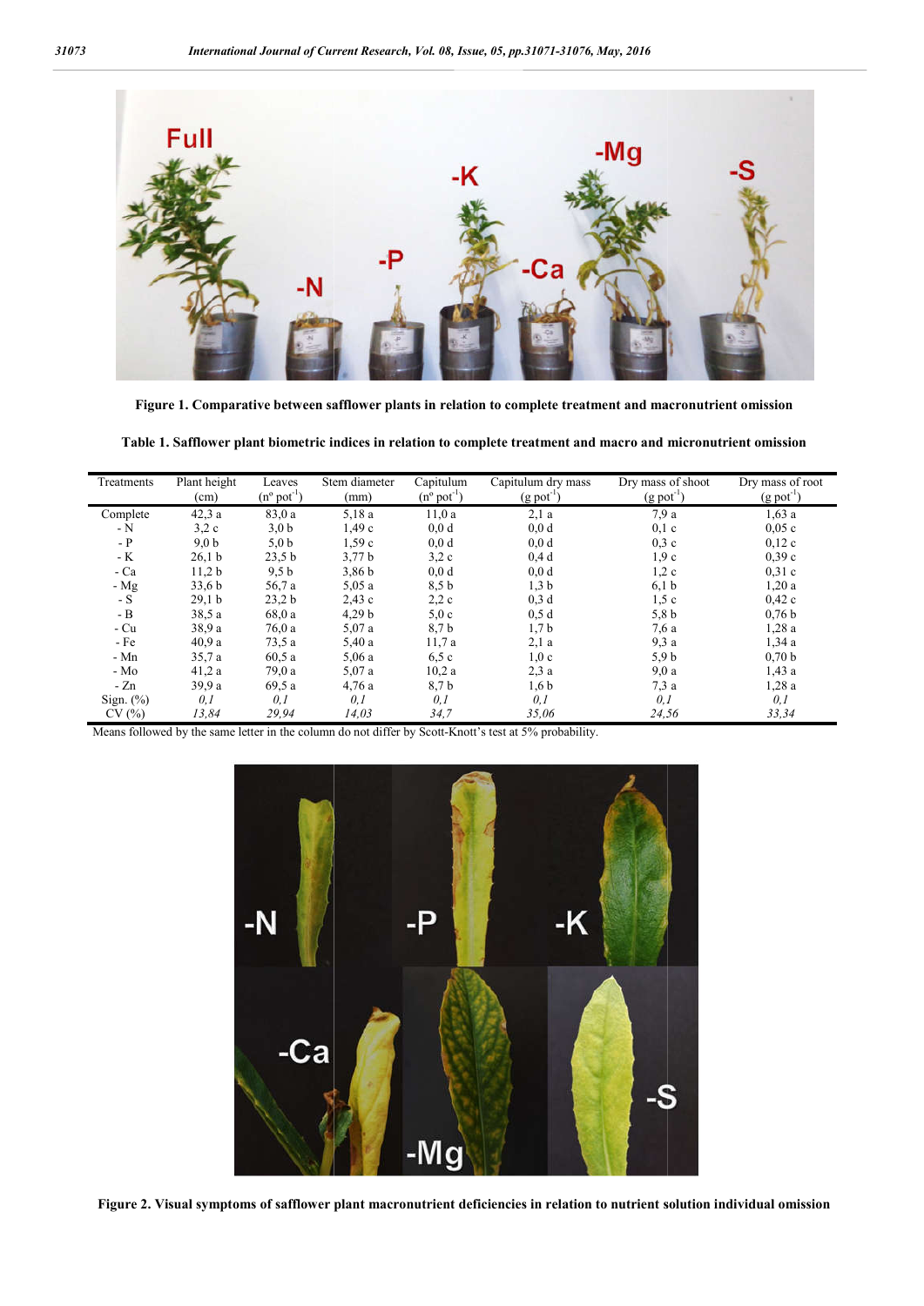**Figure 1. Comparative between safflower plants in relation to complete treatment and macronutrient omission**

**Table 1. Safflower plant biometric indices in relation to complete treatment and macro and micronutrient omission**

| Treatments | Plant height (cm) | Leaves (nº pot$^{-1}$) | Stem diameter (mm) | Capitulum (nº pot$^{-1}$) | Capitulum dry mass (g pot$^{-1}$) | Dry mass of shoot (g pot$^{-1}$) | Dry mass of root (g pot$^{-1}$) |
|---|---|---|---|---|---|---|---|
| Complete | 42,3 a | 83,0 a | 5,18 a | 11,0 a | 2,1 a | 7,9 a | 1,63 a |
| - N | 3,2 c | 3,0 b | 1,49 c | 0,0 d | 0,0 d | 0,1 c | 0,05 c |
| - P | 9,0 b | 5,0 b | 1,59 c | 0,0 d | 0,0 d | 0,3 c | 0,12 c |
| - K | 26,1 b | 23,5 b | 3,77 b | 3,2 c | 0,4 d | 1,9 c | 0,39 c |
| - Ca | 11,2 b | 9,5 b | 3,86 b | 0,0 d | 0,0 d | 1,2 c | 0,31 c |
| - Mg | 33,6 b | 56,7 a | 5,05 a | 8,5 b | 1,3 b | 6,1 b | 1,20 a |
| - S | 29,1 b | 23,2 b | 2,43 c | 2,2 c | 0,3 d | 1,5 c | 0,42 c |
| - B | 38,5 a | 68,0 a | 4,29 b | 5,0 c | 0,5 d | 5,8 b | 0,76 b |
| - Cu | 38,9 a | 76,0 a | 5,07 a | 8,7 b | 1,7 b | 7,6 a | 1,28 a |
| - Fe | 40,9 a | 73,5 a | 5,40 a | 11,7 a | 2,1 a | 9,3 a | 1,34 a |
| - Mn | 35,7 a | 60,5 a | 5,06 a | 6,5 c | 1,0 c | 5,9 b | 0,70 b |
| - Mo | 41,2 a | 79,0 a | 5,07 a | 10,2 a | 2,3 a | 9,0 a | 1,43 a |
| - Zn | 39,9 a | 69,5 a | 4,76 a | 8,7 b | 1,6 b | 7,3 a | 1,28 a |
| Sign. (%) | *0,1* | *0,1* | *0,1* | *0,1* | *0,1* | *0,1* | *0,1* |
| CV (%) | *13,84* | *29,94* | *14,03* | *34,7* | *35,06* | *24,56* | *33,34* |

Means followed by the same letter in the column do not differ by Scott-Knott's test at 5% probability.

**Figure 2. Visual symptoms of safflower plant macronutrient deficiencies in relation to nutrient solution individual omission**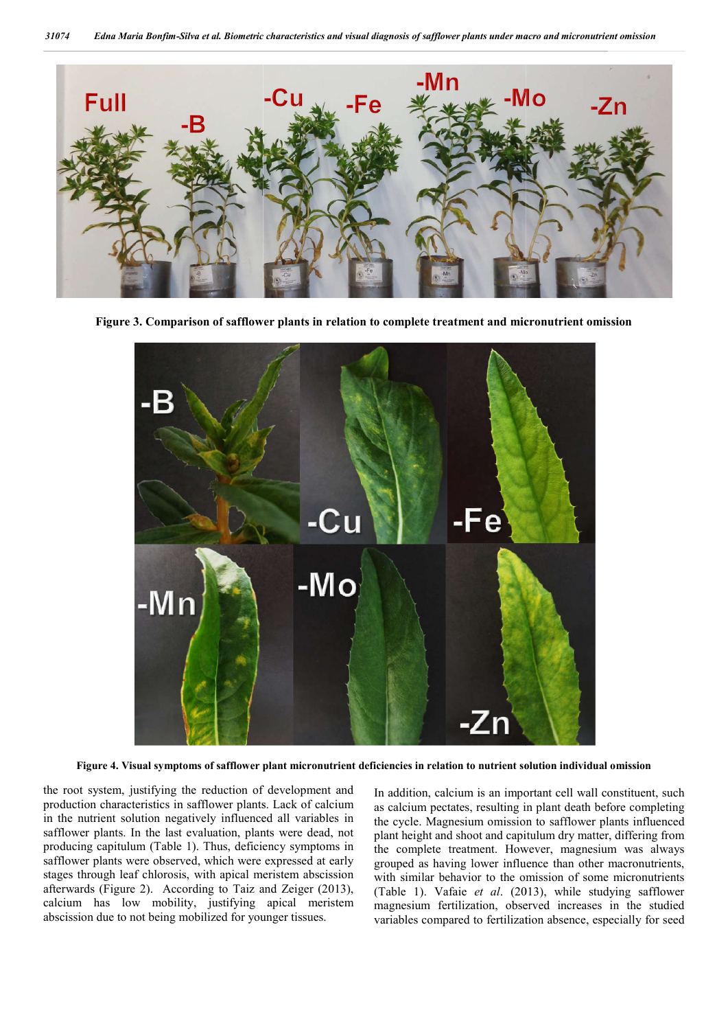Figure 3. Comparison of safflower plants in relation to complete treatment and micronutrient omission

Figure 4. Visual symptoms of safflower plant micronutrient deficiencies in relation to nutrient solution individual omission

the root system, justifying the reduction of development and production characteristics in safflower plants. Lack of calcium in the nutrient solution negatively influenced all variables in safflower plants. In the last evaluation, plants were dead, not producing capitulum (Table 1). Thus, deficiency symptoms in safflower plants were observed, which were expressed at early stages through leaf chlorosis, with apical meristem abscission afterwards (Figure 2). According to Taiz and Zeiger (2013), calcium has low mobility, justifying apical meristem abscission due to not being mobilized for younger tissues. In addition, calcium is an important cell wall constituent, such as calcium pectates, resulting in plant death before completing the cycle. Magnesium omission to safflower plants influenced plant height and shoot and capitulum dry matter, differing from the complete treatment. However, magnesium was always grouped as having lower influence than other macronutrients, with similar behavior to the omission of some micronutrients (Table 1). Vafaie *et al*. (2013), while studying safflower magnesium fertilization, observed increases in the studied variables compared to fertilization absence, especially for seed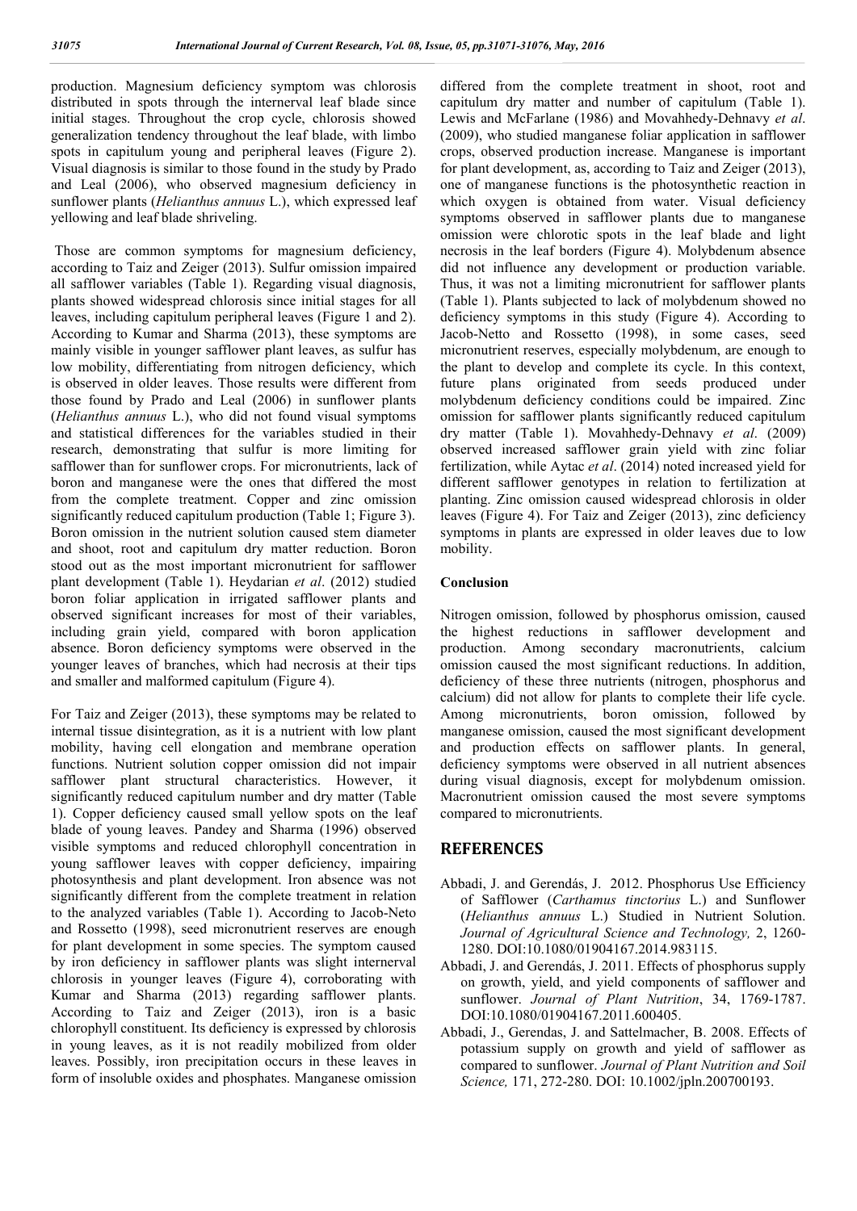production. Magnesium deficiency symptom was chlorosis distributed in spots through the internerval leaf blade since initial stages. Throughout the crop cycle, chlorosis showed generalization tendency throughout the leaf blade, with limbo spots in capitulum young and peripheral leaves (Figure 2). Visual diagnosis is similar to those found in the study by Prado and Leal (2006), who observed magnesium deficiency in sunflower plants (*Helianthus annuus* L.), which expressed leaf yellowing and leaf blade shriveling.

Those are common symptoms for magnesium deficiency, according to Taiz and Zeiger (2013). Sulfur omission impaired all safflower variables (Table 1). Regarding visual diagnosis, plants showed widespread chlorosis since initial stages for all leaves, including capitulum peripheral leaves (Figure 1 and 2). According to Kumar and Sharma (2013), these symptoms are mainly visible in younger safflower plant leaves, as sulfur has low mobility, differentiating from nitrogen deficiency, which is observed in older leaves. Those results were different from those found by Prado and Leal (2006) in sunflower plants (*Helianthus annuus* L.), who did not found visual symptoms and statistical differences for the variables studied in their research, demonstrating that sulfur is more limiting for safflower than for sunflower crops. For micronutrients, lack of boron and manganese were the ones that differed the most from the complete treatment. Copper and zinc omission significantly reduced capitulum production (Table 1; Figure 3). Boron omission in the nutrient solution caused stem diameter and shoot, root and capitulum dry matter reduction. Boron stood out as the most important micronutrient for safflower plant development (Table 1). Heydarian *et al*. (2012) studied boron foliar application in irrigated safflower plants and observed significant increases for most of their variables, including grain yield, compared with boron application absence. Boron deficiency symptoms were observed in the younger leaves of branches, which had necrosis at their tips and smaller and malformed capitulum (Figure 4).

For Taiz and Zeiger (2013), these symptoms may be related to internal tissue disintegration, as it is a nutrient with low plant mobility, having cell elongation and membrane operation functions. Nutrient solution copper omission did not impair safflower plant structural characteristics. However, it significantly reduced capitulum number and dry matter (Table 1). Copper deficiency caused small yellow spots on the leaf blade of young leaves. Pandey and Sharma (1996) observed visible symptoms and reduced chlorophyll concentration in young safflower leaves with copper deficiency, impairing photosynthesis and plant development. Iron absence was not significantly different from the complete treatment in relation to the analyzed variables (Table 1). According to Jacob-Neto and Rossetto (1998), seed micronutrient reserves are enough for plant development in some species. The symptom caused by iron deficiency in safflower plants was slight internerval chlorosis in younger leaves (Figure 4), corroborating with Kumar and Sharma (2013) regarding safflower plants. According to Taiz and Zeiger (2013), iron is a basic chlorophyll constituent. Its deficiency is expressed by chlorosis in young leaves, as it is not readily mobilized from older leaves. Possibly, iron precipitation occurs in these leaves in form of insoluble oxides and phosphates. Manganese omission differed from the complete treatment in shoot, root and capitulum dry matter and number of capitulum (Table 1). Lewis and McFarlane (1986) and Movahhedy-Dehnavy *et al*. (2009), who studied manganese foliar application in safflower crops, observed production increase. Manganese is important for plant development, as, according to Taiz and Zeiger (2013), one of manganese functions is the photosynthetic reaction in which oxygen is obtained from water. Visual deficiency symptoms observed in safflower plants due to manganese omission were chlorotic spots in the leaf blade and light necrosis in the leaf borders (Figure 4). Molybdenum absence did not influence any development or production variable. Thus, it was not a limiting micronutrient for safflower plants (Table 1). Plants subjected to lack of molybdenum showed no deficiency symptoms in this study (Figure 4). According to Jacob-Netto and Rossetto (1998), in some cases, seed micronutrient reserves, especially molybdenum, are enough to the plant to develop and complete its cycle. In this context, future plans originated from seeds produced under molybdenum deficiency conditions could be impaired. Zinc omission for safflower plants significantly reduced capitulum dry matter (Table 1). Movahhedy-Dehnavy *et al*. (2009) observed increased safflower grain yield with zinc foliar fertilization, while Aytac *et al*. (2014) noted increased yield for different safflower genotypes in relation to fertilization at planting. Zinc omission caused widespread chlorosis in older leaves (Figure 4). For Taiz and Zeiger (2013), zinc deficiency symptoms in plants are expressed in older leaves due to low mobility.

### Conclusion

Nitrogen omission, followed by phosphorus omission, caused the highest reductions in safflower development and production. Among secondary macronutrients, calcium omission caused the most significant reductions. In addition, deficiency of these three nutrients (nitrogen, phosphorus and calcium) did not allow for plants to complete their life cycle. Among micronutrients, boron omission, followed by manganese omission, caused the most significant development and production effects on safflower plants. In general, deficiency symptoms were observed in all nutrient absences during visual diagnosis, except for molybdenum omission. Macronutrient omission caused the most severe symptoms compared to micronutrients.

## REFERENCES

- Abbadi, J. and Gerendás, J. 2012. Phosphorus Use Efficiency of Safflower (*Carthamus tinctorius* L.) and Sunflower (*Helianthus annuus* L.) Studied in Nutrient Solution. *Journal of Agricultural Science and Technology,* 2, 1260-1280. DOI:10.1080/01904167.2014.983115.
- Abbadi, J. and Gerendás, J. 2011. Effects of phosphorus supply on growth, yield, and yield components of safflower and sunflower. *Journal of Plant Nutrition*, 34, 1769-1787. DOI:10.1080/01904167.2011.600405.
- Abbadi, J., Gerendas, J. and Sattelmacher, B. 2008. Effects of potassium supply on growth and yield of safflower as compared to sunflower. *Journal of Plant Nutrition and Soil Science,* 171, 272-280. DOI: 10.1002/jpln.200700193.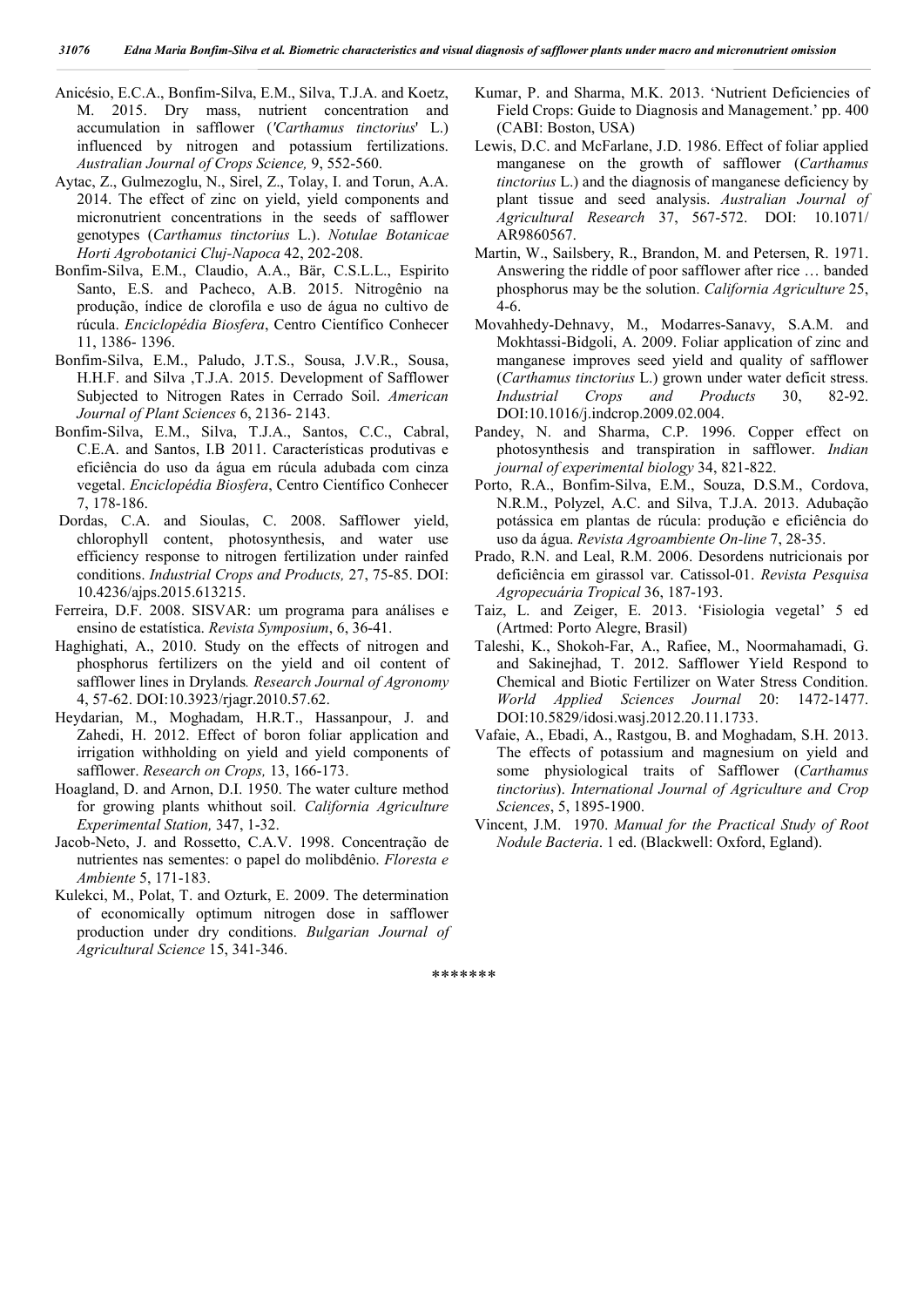Anicésio, E.C.A., Bonfim-Silva, E.M., Silva, T.J.A. and Koetz, M. 2015. Dry mass, nutrient concentration and accumulation in safflower ('*Carthamus tinctorius*' L.) influenced by nitrogen and potassium fertilizations. *Australian Journal of Crops Science,* 9, 552-560.

Aytac, Z., Gulmezoglu, N., Sirel, Z., Tolay, I. and Torun, A.A. 2014. The effect of zinc on yield, yield components and micronutrient concentrations in the seeds of safflower genotypes (*Carthamus tinctorius* L.). *Notulae Botanicae Horti Agrobotanici Cluj-Napoca* 42, 202-208.

Bonfim-Silva, E.M., Claudio, A.A., Bär, C.S.L.L., Espirito Santo, E.S. and Pacheco, A.B. 2015. Nitrogênio na produção, índice de clorofila e uso de água no cultivo de rúcula. *Enciclopédia Biosfera*, Centro Científico Conhecer 11, 1386- 1396.

Bonfim-Silva, E.M., Paludo, J.T.S., Sousa, J.V.R., Sousa, H.H.F. and Silva ,T.J.A. 2015. Development of Safflower Subjected to Nitrogen Rates in Cerrado Soil. *American Journal of Plant Sciences* 6, 2136- 2143.

Bonfim-Silva, E.M., Silva, T.J.A., Santos, C.C., Cabral, C.E.A. and Santos, I.B 2011. Características produtivas e eficiência do uso da água em rúcula adubada com cinza vegetal. *Enciclopédia Biosfera*, Centro Científico Conhecer 7, 178-186.

Dordas, C.A. and Sioulas, C. 2008. Safflower yield, chlorophyll content, photosynthesis, and water use efficiency response to nitrogen fertilization under rainfed conditions. *Industrial Crops and Products,* 27, 75-85. DOI: 10.4236/ajps.2015.613215.

Ferreira, D.F. 2008. SISVAR: um programa para análises e ensino de estatística. *Revista Symposium*, 6, 36-41.

Haghighati, A., 2010. Study on the effects of nitrogen and phosphorus fertilizers on the yield and oil content of safflower lines in Drylands*. Research Journal of Agronomy* 4, 57-62. DOI:10.3923/rjagr.2010.57.62.

Heydarian, M., Moghadam, H.R.T., Hassanpour, J. and Zahedi, H. 2012. Effect of boron foliar application and irrigation withholding on yield and yield components of safflower. *Research on Crops,* 13, 166-173.

Hoagland, D. and Arnon, D.I. 1950. The water culture method for growing plants whithout soil. *California Agriculture Experimental Station,* 347, 1-32.

Jacob-Neto, J. and Rossetto, C.A.V. 1998. Concentração de nutrientes nas sementes: o papel do molibdênio. *Floresta e Ambiente* 5, 171-183.

Kulekci, M., Polat, T. and Ozturk, E. 2009. The determination of economically optimum nitrogen dose in safflower production under dry conditions. *Bulgarian Journal of Agricultural Science* 15, 341-346.

Kumar, P. and Sharma, M.K. 2013. 'Nutrient Deficiencies of Field Crops: Guide to Diagnosis and Management.' pp. 400 (CABI: Boston, USA)

Lewis, D.C. and McFarlane, J.D. 1986. Effect of foliar applied manganese on the growth of safflower (*Carthamus tinctorius* L.) and the diagnosis of manganese deficiency by plant tissue and seed analysis. *Australian Journal of Agricultural Research* 37, 567-572. DOI: 10.1071/ AR9860567.

Martin, W., Sailsbery, R., Brandon, M. and Petersen, R. 1971. Answering the riddle of poor safflower after rice … banded phosphorus may be the solution. *California Agriculture* 25, 4-6.

Movahhedy-Dehnavy, M., Modarres-Sanavy, S.A.M. and Mokhtassi-Bidgoli, A. 2009. Foliar application of zinc and manganese improves seed yield and quality of safflower (*Carthamus tinctorius* L.) grown under water deficit stress. *Industrial Crops and Products* 30, 82-92. DOI:10.1016/j.indcrop.2009.02.004.

Pandey, N. and Sharma, C.P. 1996. Copper effect on photosynthesis and transpiration in safflower. *Indian journal of experimental biology* 34, 821-822.

Porto, R.A., Bonfim-Silva, E.M., Souza, D.S.M., Cordova, N.R.M., Polyzel, A.C. and Silva, T.J.A. 2013. Adubação potássica em plantas de rúcula: produção e eficiência do uso da água. *Revista Agroambiente On-line* 7, 28-35.

Prado, R.N. and Leal, R.M. 2006. Desordens nutricionais por deficiência em girassol var. Catissol-01. *Revista Pesquisa Agropecuária Tropical* 36, 187-193.

Taiz, L. and Zeiger, E. 2013. 'Fisiologia vegetal' 5 ed (Artmed: Porto Alegre, Brasil)

Taleshi, K., Shokoh-Far, A., Rafiee, M., Noormahamadi, G. and Sakinejhad, T. 2012. Safflower Yield Respond to Chemical and Biotic Fertilizer on Water Stress Condition. *World Applied Sciences Journal* 20: 1472-1477. DOI:10.5829/idosi.wasj.2012.20.11.1733.

Vafaie, A., Ebadi, A., Rastgou, B. and Moghadam, S.H. 2013. The effects of potassium and magnesium on yield and some physiological traits of Safflower (*Carthamus tinctorius*). *International Journal of Agriculture and Crop Sciences*, 5, 1895-1900.

Vincent, J.M. 1970. *Manual for the Practical Study of Root Nodule Bacteria*. 1 ed. (Blackwell: Oxford, Egland).

*******